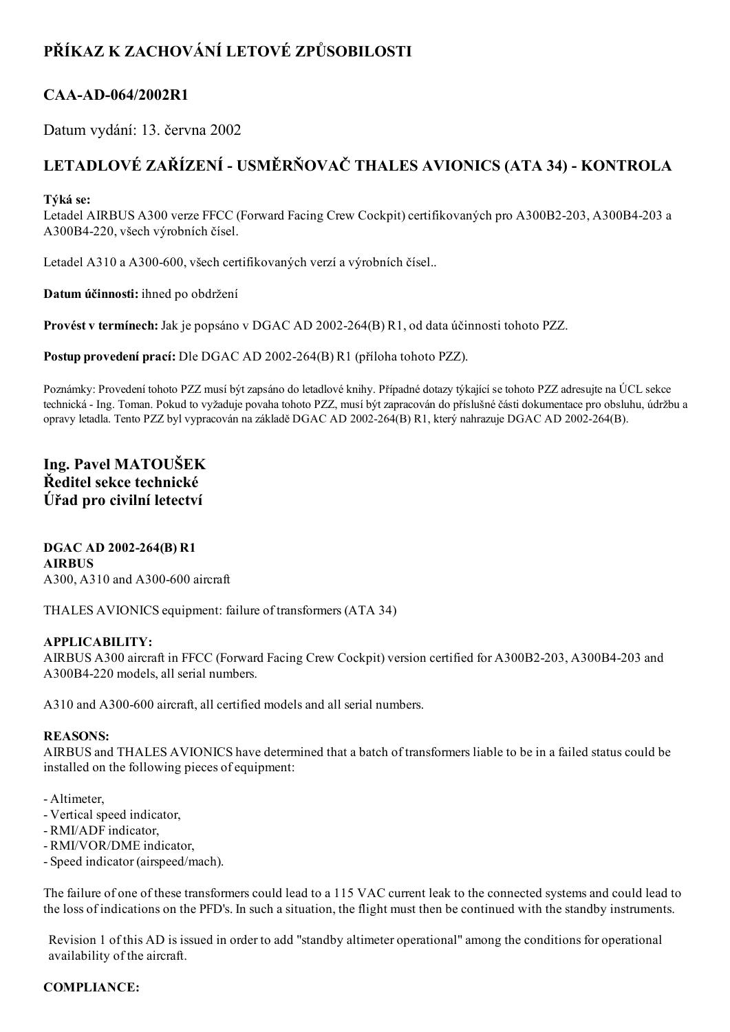# PŘÍKAZ K ZACHOVÁNÍ LETOVÉ ZPŮSOBILOSTI

## CAA-AD-064/2002R1

Datum vydání: 13. června 2002

## LETADLOVÉ ZAŘÍZENÍ - USMĚRŇOVAČ THALES AVIONICS (ATA 34) - KONTROLA

**Týká se:**
Letadel AIRBUS A300 verze FFCC (Forward Facing Crew Cockpit) certifikovaných pro A300B2-203, A300B4-203 a A300B4-220, všech výrobních čísel.

Letadel A310 a A300-600, všech certifikovaných verzí a výrobních čísel..

**Datum účinnosti:** ihned po obdržení

**Provést v termínech:** Jak je popsáno v DGAC AD 2002-264(B) R1, od data účinnosti tohoto PZZ.

**Postup provedení prací:** Dle DGAC AD 2002-264(B) R1 (příloha tohoto PZZ).

Poznámky: Provedení tohoto PZZ musí být zapsáno do letadlové knihy. Případné dotazy týkající se tohoto PZZ adresujte na ÚCL sekce technická - Ing. Toman. Pokud to vyžaduje povaha tohoto PZZ, musí být zapracován do příslušné části dokumentace pro obsluhu, údržbu a opravy letadla. Tento PZZ byl vypracován na základě DGAC AD 2002-264(B) R1, který nahrazuje DGAC AD 2002-264(B).

### Ing. Pavel MATOUŠEK
### Ředitel sekce technické
### Úřad pro civilní letectví

**DGAC AD 2002-264(B) R1**
**AIRBUS**
A300, A310 and A300-600 aircraft

THALES AVIONICS equipment: failure of transformers (ATA 34)

**APPLICABILITY:**
AIRBUS A300 aircraft in FFCC (Forward Facing Crew Cockpit) version certified for A300B2-203, A300B4-203 and A300B4-220 models, all serial numbers.

A310 and A300-600 aircraft, all certified models and all serial numbers.

**REASONS:**
AIRBUS and THALES AVIONICS have determined that a batch of transformers liable to be in a failed status could be installed on the following pieces of equipment:

- Altimeter,
- Vertical speed indicator,
- RMI/ADF indicator,
- RMI/VOR/DME indicator,
- Speed indicator (airspeed/mach).

The failure of one of these transformers could lead to a 115 VAC current leak to the connected systems and could lead to the loss of indications on the PFD's. In such a situation, the flight must then be continued with the standby instruments.

Revision 1 of this AD is issued in order to add "standby altimeter operational" among the conditions for operational availability of the aircraft.

**COMPLIANCE:**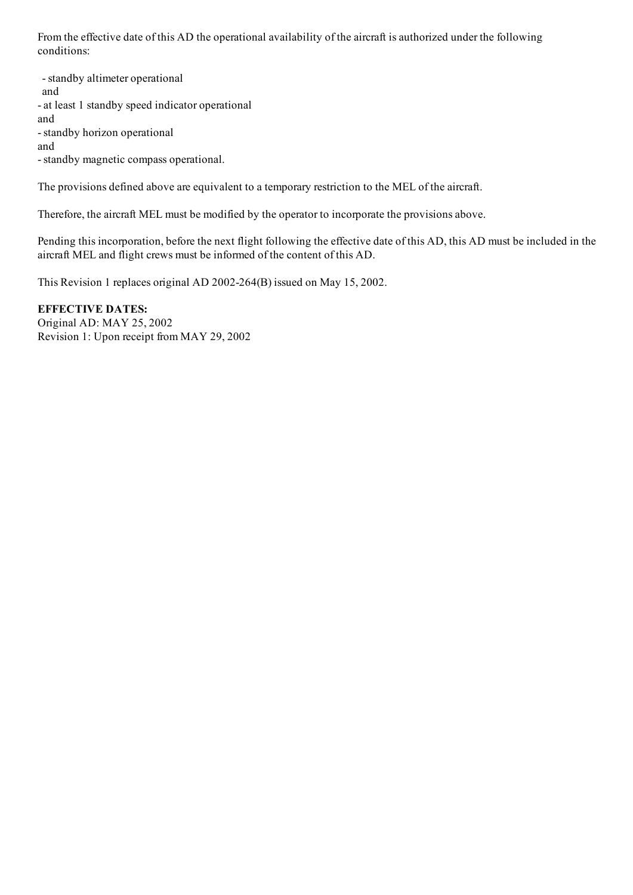From the effective date of this AD the operational availability of the aircraft is authorized under the following conditions:

- standby altimeter operational

and

- at least 1 standby speed indicator operational

and

- standby horizon operational

and

- standby magnetic compass operational.

The provisions defined above are equivalent to a temporary restriction to the MEL of the aircraft.

Therefore, the aircraft MEL must be modified by the operator to incorporate the provisions above.

Pending this incorporation, before the next flight following the effective date of this AD, this AD must be included in the aircraft MEL and flight crews must be informed of the content of this AD.

This Revision 1 replaces original AD 2002-264(B) issued on May 15, 2002.

**EFFECTIVE DATES:**
Original AD: MAY 25, 2002
Revision 1: Upon receipt from MAY 29, 2002